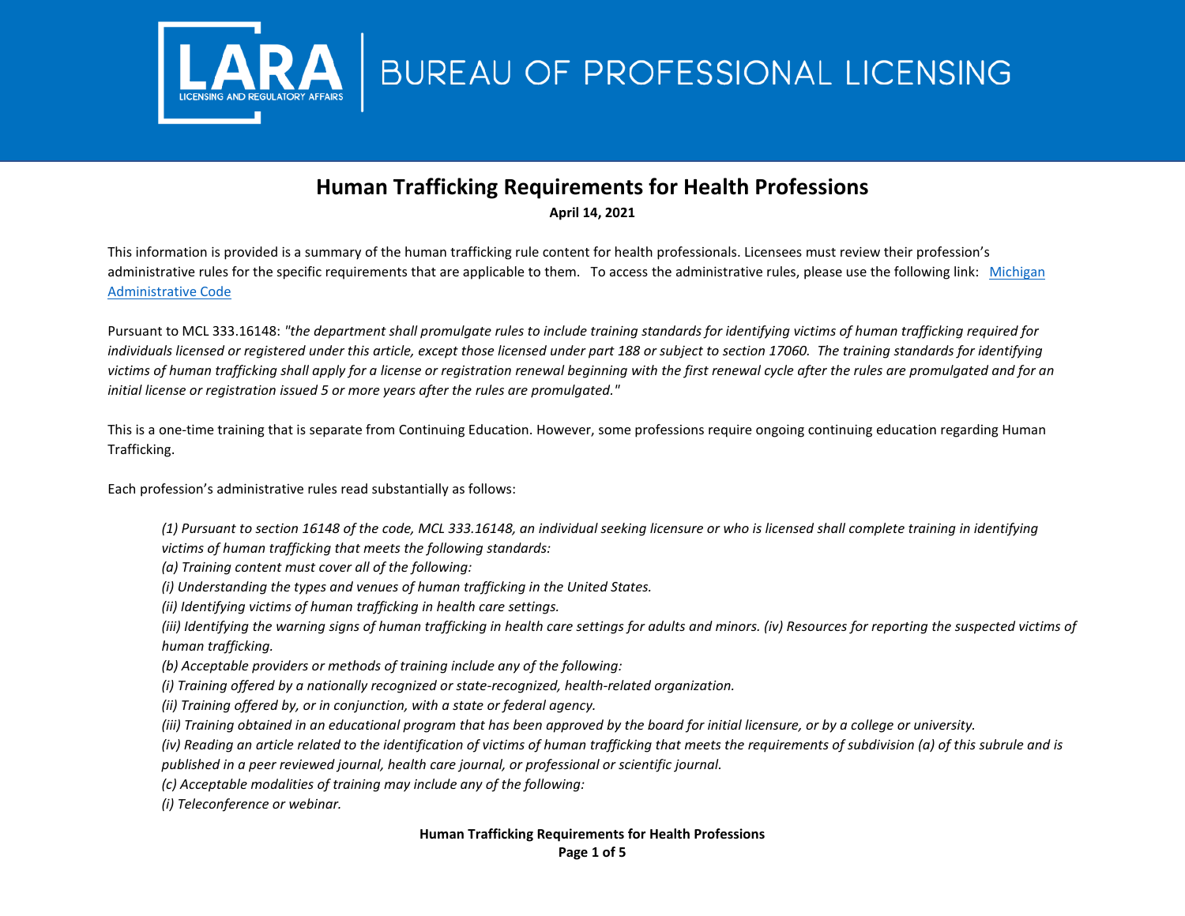LARA LICENSING AND REGULATORY AFFAIRS | BUREAU OF PROFESSIONAL LICENSING

# Human Trafficking Requirements for Health Professions

**April 14, 2021**

This information is provided is a summary of the human trafficking rule content for health professionals. Licensees must review their profession's administrative rules for the specific requirements that are applicable to them. To access the administrative rules, please use the following link: [Michigan Administrative Code]()

Pursuant to MCL 333.16148: *"the department shall promulgate rules to include training standards for identifying victims of human trafficking required for individuals licensed or registered under this article, except those licensed under part 188 or subject to section 17060. The training standards for identifying victims of human trafficking shall apply for a license or registration renewal beginning with the first renewal cycle after the rules are promulgated and for an initial license or registration issued 5 or more years after the rules are promulgated."*

This is a one-time training that is separate from Continuing Education. However, some professions require ongoing continuing education regarding Human Trafficking.

Each profession's administrative rules read substantially as follows:

> *(1) Pursuant to section 16148 of the code, MCL 333.16148, an individual seeking licensure or who is licensed shall complete training in identifying victims of human trafficking that meets the following standards:*
> *(a) Training content must cover all of the following:*
> *(i) Understanding the types and venues of human trafficking in the United States.*
> *(ii) Identifying victims of human trafficking in health care settings.*
> *(iii) Identifying the warning signs of human trafficking in health care settings for adults and minors. (iv) Resources for reporting the suspected victims of human trafficking.*
> *(b) Acceptable providers or methods of training include any of the following:*
> *(i) Training offered by a nationally recognized or state-recognized, health-related organization.*
> *(ii) Training offered by, or in conjunction, with a state or federal agency.*
> *(iii) Training obtained in an educational program that has been approved by the board for initial licensure, or by a college or university.*
> *(iv) Reading an article related to the identification of victims of human trafficking that meets the requirements of subdivision (a) of this subrule and is published in a peer reviewed journal, health care journal, or professional or scientific journal.*
> *(c) Acceptable modalities of training may include any of the following:*
> *(i) Teleconference or webinar.*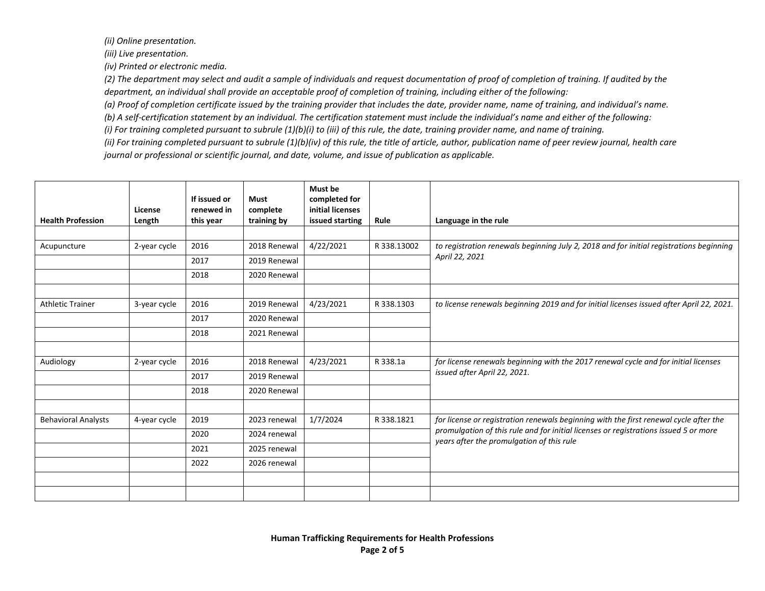*(ii) Online presentation.*

*(iii) Live presentation.*

*(iv) Printed or electronic media.*

*(2) The department may select and audit a sample of individuals and request documentation of proof of completion of training. If audited by the department, an individual shall provide an acceptable proof of completion of training, including either of the following:*

*(a) Proof of completion certificate issued by the training provider that includes the date, provider name, name of training, and individual's name.*

*(b) A self-certification statement by an individual. The certification statement must include the individual's name and either of the following:*

*(i) For training completed pursuant to subrule (1)(b)(i) to (iii) of this rule, the date, training provider name, and name of training.*

*(ii) For training completed pursuant to subrule (1)(b)(iv) of this rule, the title of article, author, publication name of peer review journal, health care journal or professional or scientific journal, and date, volume, and issue of publication as applicable.*

| Health Profession | License Length | If issued or renewed in this year | Must complete training by | Must be completed for initial licenses issued starting | Rule | Language in the rule |
|---|---|---|---|---|---|---|
| | | | | | | |
| Acupuncture | 2-year cycle | 2016 | 2018 Renewal | 4/22/2021 | R 338.13002 | *to registration renewals beginning July 2, 2018 and for initial registrations beginning April 22, 2021* |
| | | 2017 | 2019 Renewal | | | |
| | | 2018 | 2020 Renewal | | | |
| | | | | | | |
| Athletic Trainer | 3-year cycle | 2016 | 2019 Renewal | 4/23/2021 | R 338.1303 | *to license renewals beginning 2019 and for initial licenses issued after April 22, 2021.* |
| | | 2017 | 2020 Renewal | | | |
| | | 2018 | 2021 Renewal | | | |
| | | | | | | |
| Audiology | 2-year cycle | 2016 | 2018 Renewal | 4/23/2021 | R 338.1a | *for license renewals beginning with the 2017 renewal cycle and for initial licenses issued after April 22, 2021.* |
| | | 2017 | 2019 Renewal | | | |
| | | 2018 | 2020 Renewal | | | |
| | | | | | | |
| Behavioral Analysts | 4-year cycle | 2019 | 2023 renewal | 1/7/2024 | R 338.1821 | *for license or registration renewals beginning with the first renewal cycle after the promulgation of this rule and for initial licenses or registrations issued 5 or more years after the promulgation of this rule* |
| | | 2020 | 2024 renewal | | | |
| | | 2021 | 2025 renewal | | | |
| | | 2022 | 2026 renewal | | | |
| | | | | | | |
| | | | | | | |

**Human Trafficking Requirements for Health Professions**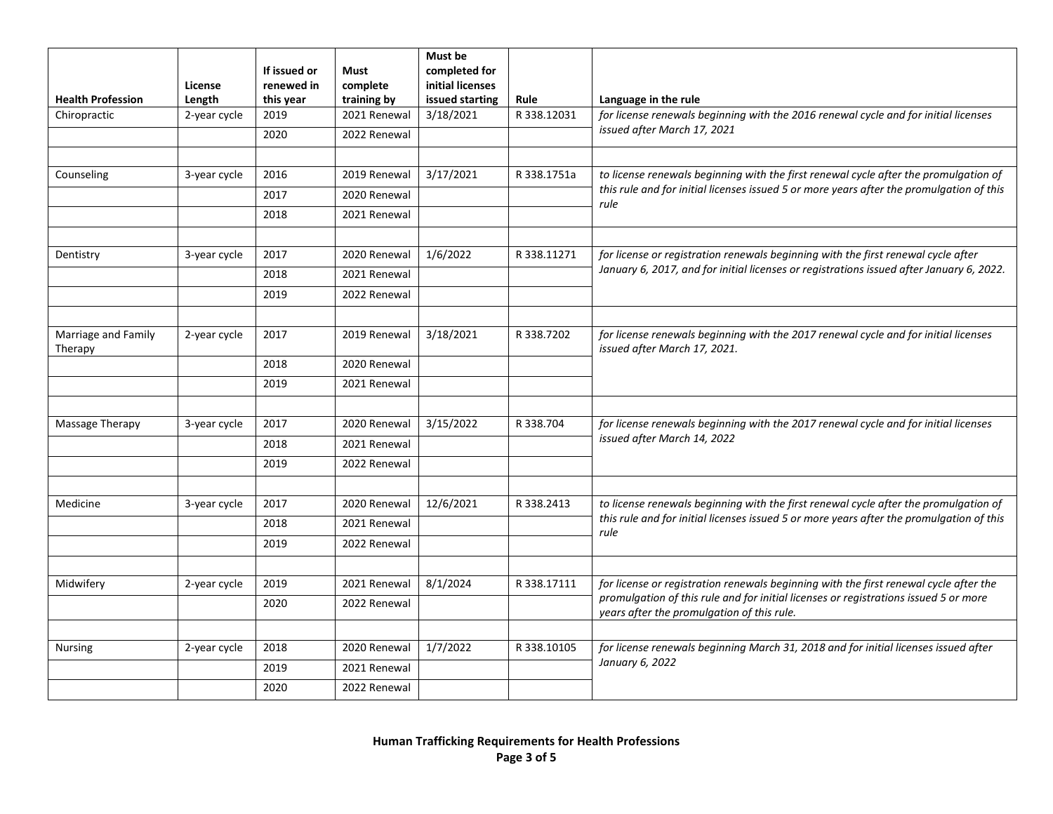| Health Profession | License Length | If issued or renewed in this year | Must complete training by | Must be completed for initial licenses issued starting | Rule | Language in the rule |
|---|---|---|---|---|---|---|
| Chiropractic | 2-year cycle | 2019 | 2021 Renewal | 3/18/2021 | R 338.12031 | *for license renewals beginning with the 2016 renewal cycle and for initial licenses issued after March 17, 2021* |
| | | 2020 | 2022 Renewal | | | |
| | | | | | | |
| Counseling | 3-year cycle | 2016 | 2019 Renewal | 3/17/2021 | R 338.1751a | *to license renewals beginning with the first renewal cycle after the promulgation of this rule and for initial licenses issued 5 or more years after the promulgation of this rule* |
| | | 2017 | 2020 Renewal | | | |
| | | 2018 | 2021 Renewal | | | |
| | | | | | | |
| Dentistry | 3-year cycle | 2017 | 2020 Renewal | 1/6/2022 | R 338.11271 | *for license or registration renewals beginning with the first renewal cycle after January 6, 2017, and for initial licenses or registrations issued after January 6, 2022.* |
| | | 2018 | 2021 Renewal | | | |
| | | 2019 | 2022 Renewal | | | |
| | | | | | | |
| Marriage and Family Therapy | 2-year cycle | 2017 | 2019 Renewal | 3/18/2021 | R 338.7202 | *for license renewals beginning with the 2017 renewal cycle and for initial licenses issued after March 17, 2021.* |
| | | 2018 | 2020 Renewal | | | |
| | | 2019 | 2021 Renewal | | | |
| | | | | | | |
| Massage Therapy | 3-year cycle | 2017 | 2020 Renewal | 3/15/2022 | R 338.704 | *for license renewals beginning with the 2017 renewal cycle and for initial licenses issued after March 14, 2022* |
| | | 2018 | 2021 Renewal | | | |
| | | 2019 | 2022 Renewal | | | |
| | | | | | | |
| Medicine | 3-year cycle | 2017 | 2020 Renewal | 12/6/2021 | R 338.2413 | *to license renewals beginning with the first renewal cycle after the promulgation of this rule and for initial licenses issued 5 or more years after the promulgation of this rule* |
| | | 2018 | 2021 Renewal | | | |
| | | 2019 | 2022 Renewal | | | |
| | | | | | | |
| Midwifery | 2-year cycle | 2019 | 2021 Renewal | 8/1/2024 | R 338.17111 | *for license or registration renewals beginning with the first renewal cycle after the promulgation of this rule and for initial licenses or registrations issued 5 or more years after the promulgation of this rule.* |
| | | 2020 | 2022 Renewal | | | |
| | | | | | | |
| Nursing | 2-year cycle | 2018 | 2020 Renewal | 1/7/2022 | R 338.10105 | *for license renewals beginning March 31, 2018 and for initial licenses issued after January 6, 2022* |
| | | 2019 | 2021 Renewal | | | |
| | | 2020 | 2022 Renewal | | | |

**Human Trafficking Requirements for Health Professions**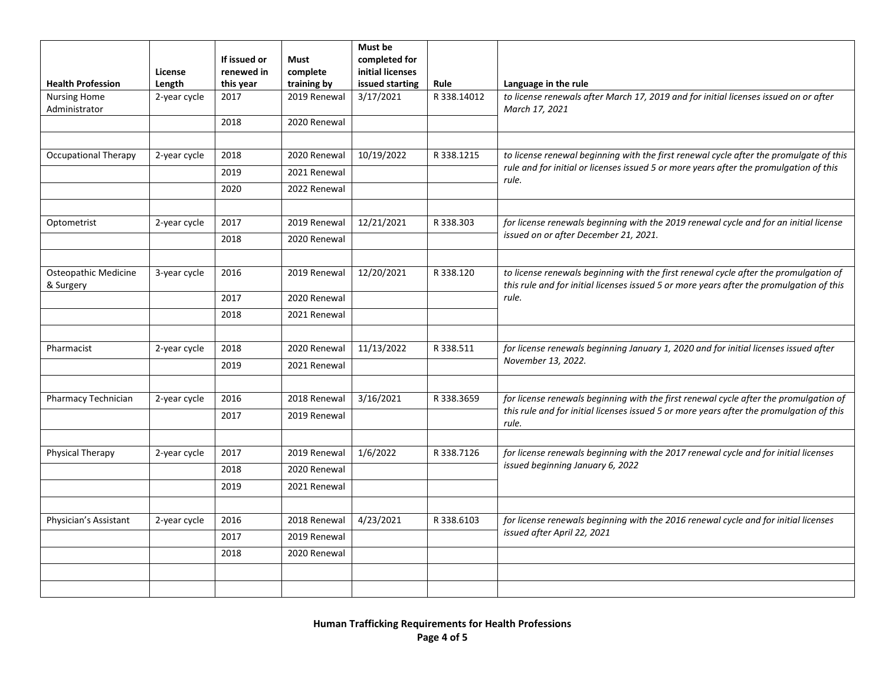| Health Profession | License Length | If issued or renewed in this year | Must complete training by | Must be completed for initial licenses issued starting | Rule | Language in the rule |
|---|---|---|---|---|---|---|
| Nursing Home Administrator | 2-year cycle | 2017 | 2019 Renewal | 3/17/2021 | R 338.14012 | *to license renewals after March 17, 2019 and for initial licenses issued on or after March 17, 2021* |
| | | 2018 | 2020 Renewal | | | |
| | | | | | | |
| Occupational Therapy | 2-year cycle | 2018 | 2020 Renewal | 10/19/2022 | R 338.1215 | *to license renewal beginning with the first renewal cycle after the promulgate of this rule and for initial or licenses issued 5 or more years after the promulgation of this rule.* |
| | | 2019 | 2021 Renewal | | | |
| | | 2020 | 2022 Renewal | | | |
| | | | | | | |
| Optometrist | 2-year cycle | 2017 | 2019 Renewal | 12/21/2021 | R 338.303 | *for license renewals beginning with the 2019 renewal cycle and for an initial license issued on or after December 21, 2021.* |
| | | 2018 | 2020 Renewal | | | |
| | | | | | | |
| Osteopathic Medicine & Surgery | 3-year cycle | 2016 | 2019 Renewal | 12/20/2021 | R 338.120 | *to license renewals beginning with the first renewal cycle after the promulgation of this rule and for initial licenses issued 5 or more years after the promulgation of this rule.* |
| | | 2017 | 2020 Renewal | | | |
| | | 2018 | 2021 Renewal | | | |
| | | | | | | |
| Pharmacist | 2-year cycle | 2018 | 2020 Renewal | 11/13/2022 | R 338.511 | *for license renewals beginning January 1, 2020 and for initial licenses issued after November 13, 2022.* |
| | | 2019 | 2021 Renewal | | | |
| | | | | | | |
| Pharmacy Technician | 2-year cycle | 2016 | 2018 Renewal | 3/16/2021 | R 338.3659 | *for license renewals beginning with the first renewal cycle after the promulgation of this rule and for initial licenses issued 5 or more years after the promulgation of this rule.* |
| | | 2017 | 2019 Renewal | | | |
| | | | | | | |
| Physical Therapy | 2-year cycle | 2017 | 2019 Renewal | 1/6/2022 | R 338.7126 | *for license renewals beginning with the 2017 renewal cycle and for initial licenses issued beginning January 6, 2022* |
| | | 2018 | 2020 Renewal | | | |
| | | 2019 | 2021 Renewal | | | |
| | | | | | | |
| Physician's Assistant | 2-year cycle | 2016 | 2018 Renewal | 4/23/2021 | R 338.6103 | *for license renewals beginning with the 2016 renewal cycle and for initial licenses issued after April 22, 2021* |
| | | 2017 | 2019 Renewal | | | |
| | | 2018 | 2020 Renewal | | | |
| | | | | | | |
| | | | | | | |

**Human Trafficking Requirements for Health Professions**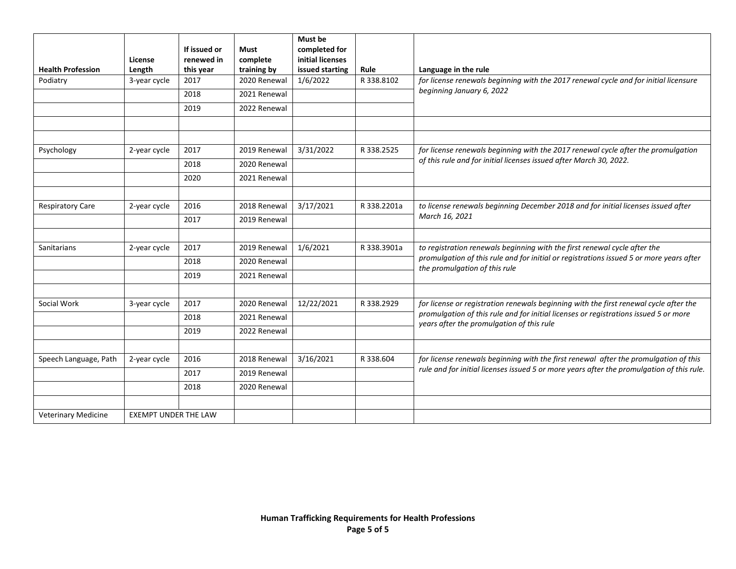| Health Profession | License Length | If issued or renewed in this year | Must complete training by | Must be completed for initial licenses issued starting | Rule | Language in the rule |
|---|---|---|---|---|---|---|
| Podiatry | 3-year cycle | 2017 | 2020 Renewal | 1/6/2022 | R 338.8102 | *for license renewals beginning with the 2017 renewal cycle and for initial licensure beginning January 6, 2022* |
| | | 2018 | 2021 Renewal | | | |
| | | 2019 | 2022 Renewal | | | |
| | | | | | | |
| | | | | | | |
| Psychology | 2-year cycle | 2017 | 2019 Renewal | 3/31/2022 | R 338.2525 | *for license renewals beginning with the 2017 renewal cycle after the promulgation of this rule and for initial licenses issued after March 30, 2022.* |
| | | 2018 | 2020 Renewal | | | |
| | | 2020 | 2021 Renewal | | | |
| | | | | | | |
| Respiratory Care | 2-year cycle | 2016 | 2018 Renewal | 3/17/2021 | R 338.2201a | *to license renewals beginning December 2018 and for initial licenses issued after March 16, 2021* |
| | | 2017 | 2019 Renewal | | | |
| | | | | | | |
| Sanitarians | 2-year cycle | 2017 | 2019 Renewal | 1/6/2021 | R 338.3901a | *to registration renewals beginning with the first renewal cycle after the promulgation of this rule and for initial or registrations issued 5 or more years after the promulgation of this rule* |
| | | 2018 | 2020 Renewal | | | |
| | | 2019 | 2021 Renewal | | | |
| | | | | | | |
| Social Work | 3-year cycle | 2017 | 2020 Renewal | 12/22/2021 | R 338.2929 | *for license or registration renewals beginning with the first renewal cycle after the promulgation of this rule and for initial licenses or registrations issued 5 or more years after the promulgation of this rule* |
| | | 2018 | 2021 Renewal | | | |
| | | 2019 | 2022 Renewal | | | |
| | | | | | | |
| Speech Language, Path | 2-year cycle | 2016 | 2018 Renewal | 3/16/2021 | R 338.604 | *for license renewals beginning with the first renewal after the promulgation of this rule and for initial licenses issued 5 or more years after the promulgation of this rule.* |
| | | 2017 | 2019 Renewal | | | |
| | | 2018 | 2020 Renewal | | | |
| | | | | | | |
| Veterinary Medicine | EXEMPT UNDER THE LAW | | | | | |